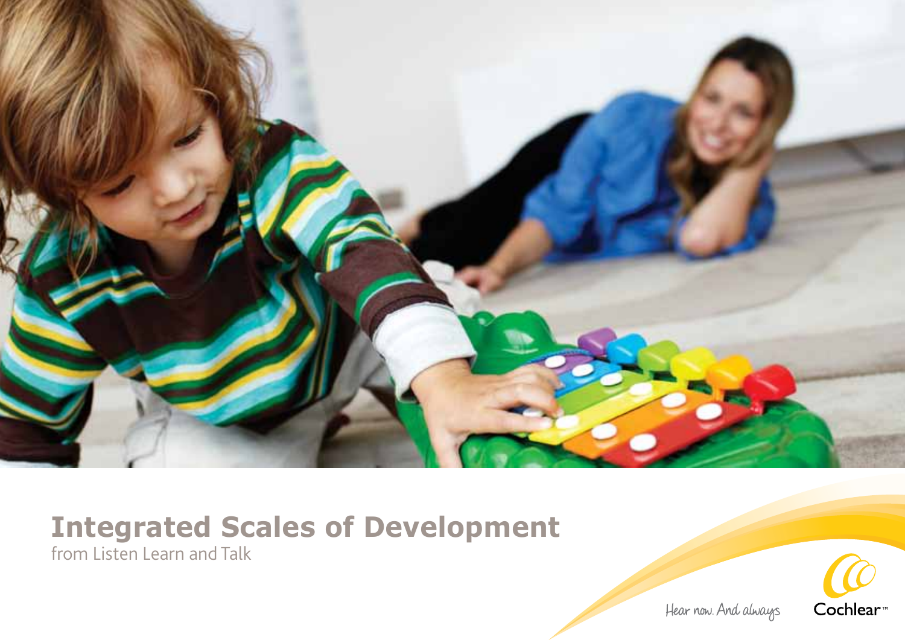# Integrated Scales of Development

from Listen Learn and Talk

Hear now. And always

Cochlear™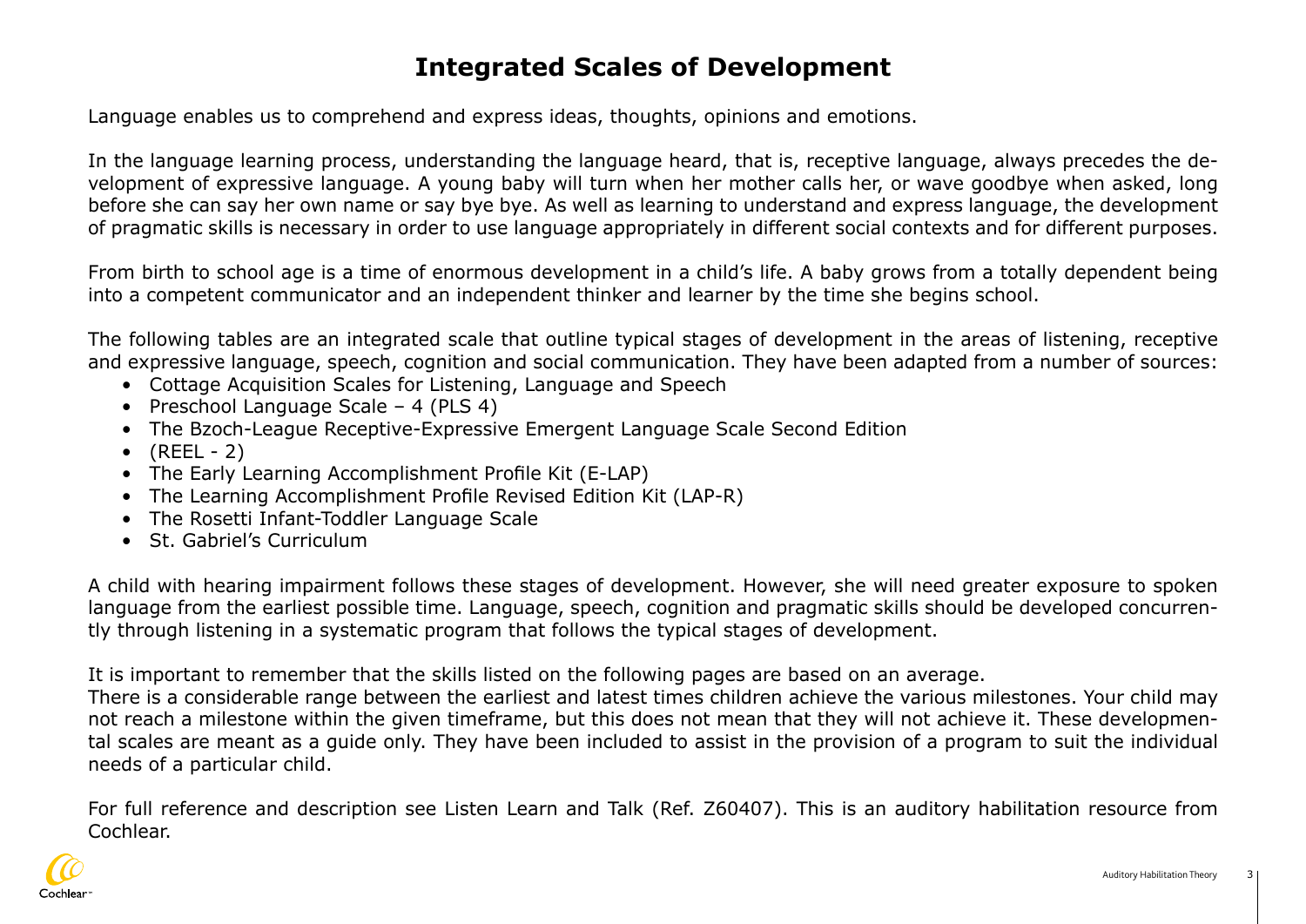# Integrated Scales of Development

Language enables us to comprehend and express ideas, thoughts, opinions and emotions.

In the language learning process, understanding the language heard, that is, receptive language, always precedes the development of expressive language. A young baby will turn when her mother calls her, or wave goodbye when asked, long before she can say her own name or say bye bye. As well as learning to understand and express language, the development of pragmatic skills is necessary in order to use language appropriately in different social contexts and for different purposes.

From birth to school age is a time of enormous development in a child's life. A baby grows from a totally dependent being into a competent communicator and an independent thinker and learner by the time she begins school.

The following tables are an integrated scale that outline typical stages of development in the areas of listening, receptive and expressive language, speech, cognition and social communication. They have been adapted from a number of sources:

- Cottage Acquisition Scales for Listening, Language and Speech
- Preschool Language Scale – 4 (PLS 4)
- The Bzoch-League Receptive-Expressive Emergent Language Scale Second Edition
- (REEL - 2)
- The Early Learning Accomplishment Profile Kit (E-LAP)
- The Learning Accomplishment Profile Revised Edition Kit (LAP-R)
- The Rosetti Infant-Toddler Language Scale
- St. Gabriel's Curriculum

A child with hearing impairment follows these stages of development. However, she will need greater exposure to spoken language from the earliest possible time. Language, speech, cognition and pragmatic skills should be developed concurrently through listening in a systematic program that follows the typical stages of development.

It is important to remember that the skills listed on the following pages are based on an average.
There is a considerable range between the earliest and latest times children achieve the various milestones. Your child may not reach a milestone within the given timeframe, but this does not mean that they will not achieve it. These developmental scales are meant as a guide only. They have been included to assist in the provision of a program to suit the individual needs of a particular child.

For full reference and description see Listen Learn and Talk (Ref. Z60407). This is an auditory habilitation resource from Cochlear.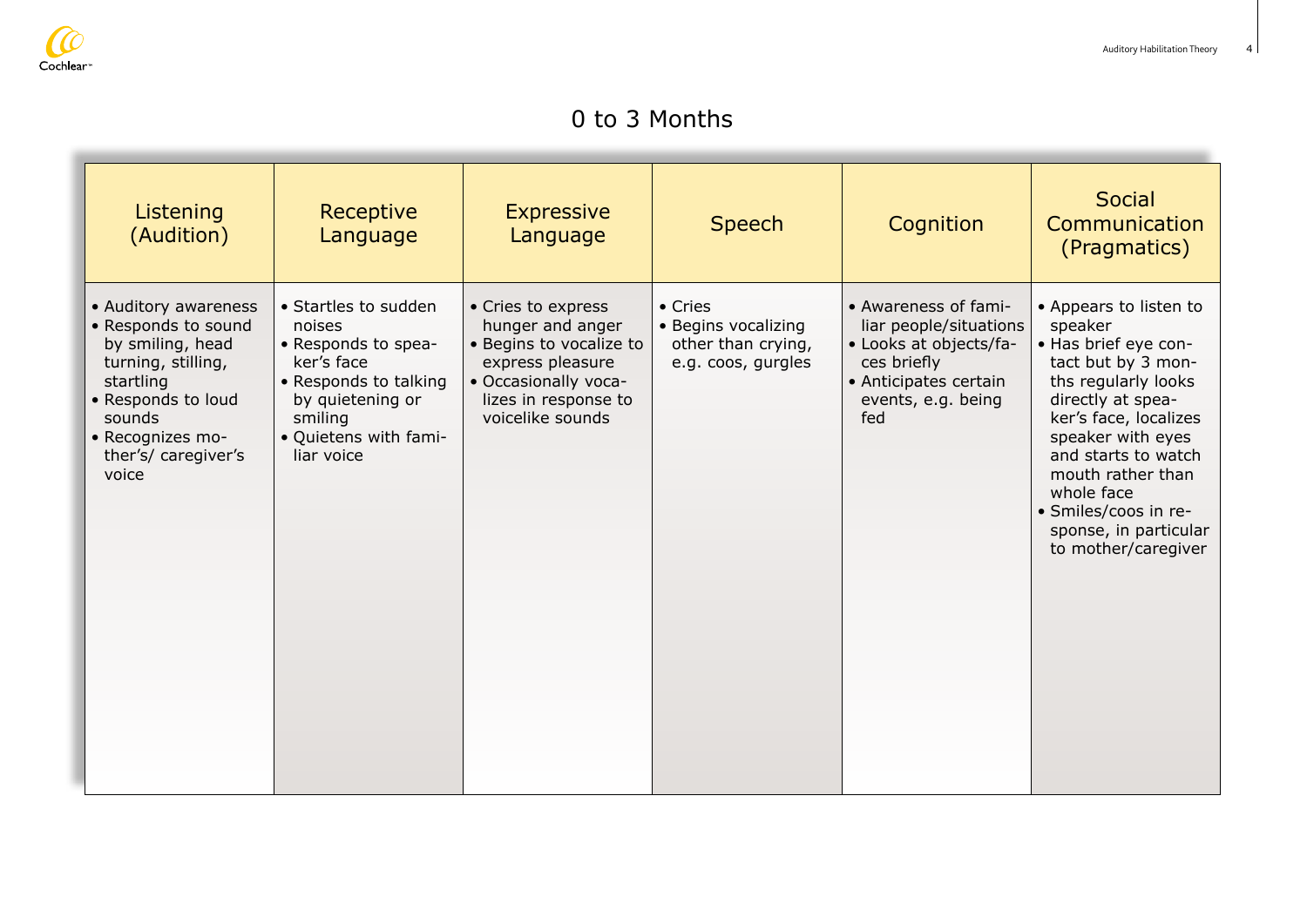# 0 to 3 Months

| Listening (Audition) | Receptive Language | Expressive Language | Speech | Cognition | Social Communication (Pragmatics) |
|---|---|---|---|---|---|
| • Auditory awareness<br>• Responds to sound by smiling, head turning, stilling, startling<br>• Responds to loud sounds<br>• Recognizes mother's/ caregiver's voice | • Startles to sudden noises<br>• Responds to speaker's face<br>• Responds to talking by quietening or smiling<br>• Quietens with familiar voice | • Cries to express hunger and anger<br>• Begins to vocalize to express pleasure<br>• Occasionally vocalizes in response to voicelike sounds | • Cries<br>• Begins vocalizing other than crying, e.g. coos, gurgles | • Awareness of familiar people/situations<br>• Looks at objects/faces briefly<br>• Anticipates certain events, e.g. being fed | • Appears to listen to speaker<br>• Has brief eye contact but by 3 months regularly looks directly at speaker's face, localizes speaker with eyes and starts to watch mouth rather than whole face<br>• Smiles/coos in response, in particular to mother/caregiver |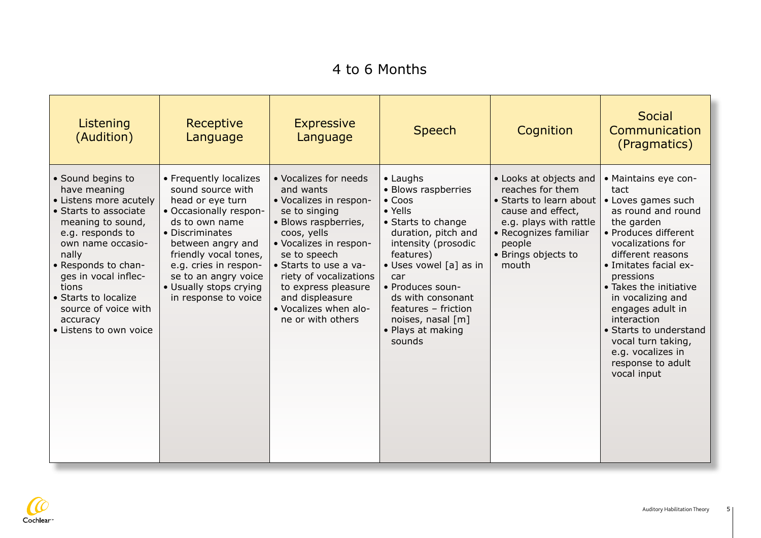# 4 to 6 Months

| Listening (Audition) | Receptive Language | Expressive Language | Speech | Cognition | Social Communication (Pragmatics) |
|---|---|---|---|---|---|
| • Sound begins to have meaning<br>• Listens more acutely<br>• Starts to associate meaning to sound, e.g. responds to own name occasionally<br>• Responds to changes in vocal inflections<br>• Starts to localize source of voice with accuracy<br>• Listens to own voice | • Frequently localizes sound source with head or eye turn<br>• Occasionally responds to own name<br>• Discriminates between angry and friendly vocal tones, e.g. cries in response to an angry voice<br>• Usually stops crying in response to voice | • Vocalizes for needs and wants<br>• Vocalizes in response to singing<br>• Blows raspberries, coos, yells<br>• Vocalizes in response to speech<br>• Starts to use a variety of vocalizations to express pleasure and displeasure<br>• Vocalizes when alone or with others | • Laughs<br>• Blows raspberries<br>• Coos<br>• Yells<br>• Starts to change duration, pitch and intensity (prosodic features)<br>• Uses vowel [a] as in car<br>• Produces sounds with consonant features – friction noises, nasal [m]<br>• Plays at making sounds | • Looks at objects and reaches for them<br>• Starts to learn about cause and effect, e.g. plays with rattle<br>• Recognizes familiar people<br>• Brings objects to mouth | • Maintains eye contact<br>• Loves games such as round and round the garden<br>• Produces different vocalizations for different reasons<br>• Imitates facial expressions<br>• Takes the initiative in vocalizing and engages adult in interaction<br>• Starts to understand vocal turn taking, e.g. vocalizes in response to adult vocal input |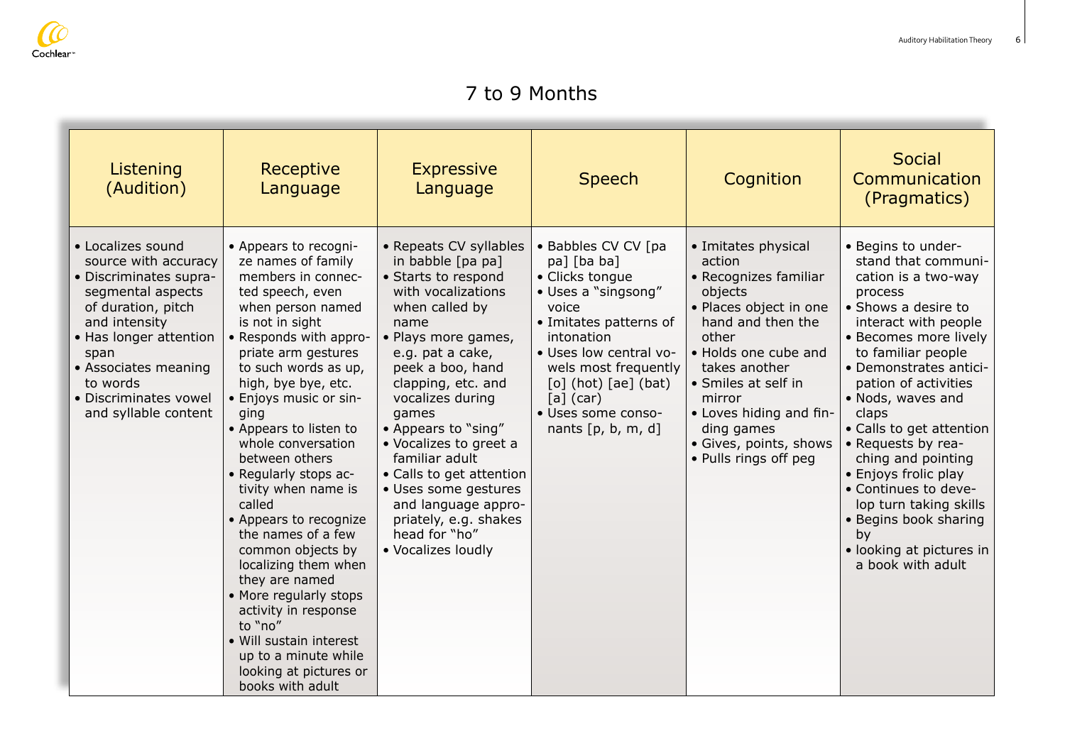# 7 to 9 Months

| Listening (Audition) | Receptive Language | Expressive Language | Speech | Cognition | Social Communication (Pragmatics) |
|---|---|---|---|---|---|
| • Localizes sound source with accuracy<br>• Discriminates supra-segmental aspects of duration, pitch and intensity<br>• Has longer attention span<br>• Associates meaning to words<br>• Discriminates vowel and syllable content | • Appears to recognize names of family members in connected speech, even when person named is not in sight<br>• Responds with appropriate arm gestures to such words as up, high, bye bye, etc.<br>• Enjoys music or singing<br>• Appears to listen to whole conversation between others<br>• Regularly stops activity when name is called<br>• Appears to recognize the names of a few common objects by localizing them when they are named<br>• More regularly stops activity in response to "no"<br>• Will sustain interest up to a minute while looking at pictures or books with adult | • Repeats CV syllables in babble [pa pa]<br>• Starts to respond with vocalizations when called by name<br>• Plays more games, e.g. pat a cake, peek a boo, hand clapping, etc. and vocalizes during games<br>• Appears to "sing"<br>• Vocalizes to greet a familiar adult<br>• Calls to get attention<br>• Uses some gestures and language appropriately, e.g. shakes head for "ho"<br>• Vocalizes loudly | • Babbles CV CV [pa pa] [ba ba]<br>• Clicks tongue<br>• Uses a "singsong" voice<br>• Imitates patterns of intonation<br>• Uses low central vowels most frequently [o] (hot) [ae] (bat) [a] (car)<br>• Uses some consonants [p, b, m, d] | • Imitates physical action<br>• Recognizes familiar objects<br>• Places object in one hand and then the other<br>• Holds one cube and takes another<br>• Smiles at self in mirror<br>• Loves hiding and finding games<br>• Gives, points, shows<br>• Pulls rings off peg | • Begins to understand that communication is a two-way process<br>• Shows a desire to interact with people<br>• Becomes more lively to familiar people<br>• Demonstrates anticipation of activities<br>• Nods, waves and claps<br>• Calls to get attention<br>• Requests by reaching and pointing<br>• Enjoys frolic play<br>• Continues to develop turn taking skills<br>• Begins book sharing by<br>• looking at pictures in a book with adult |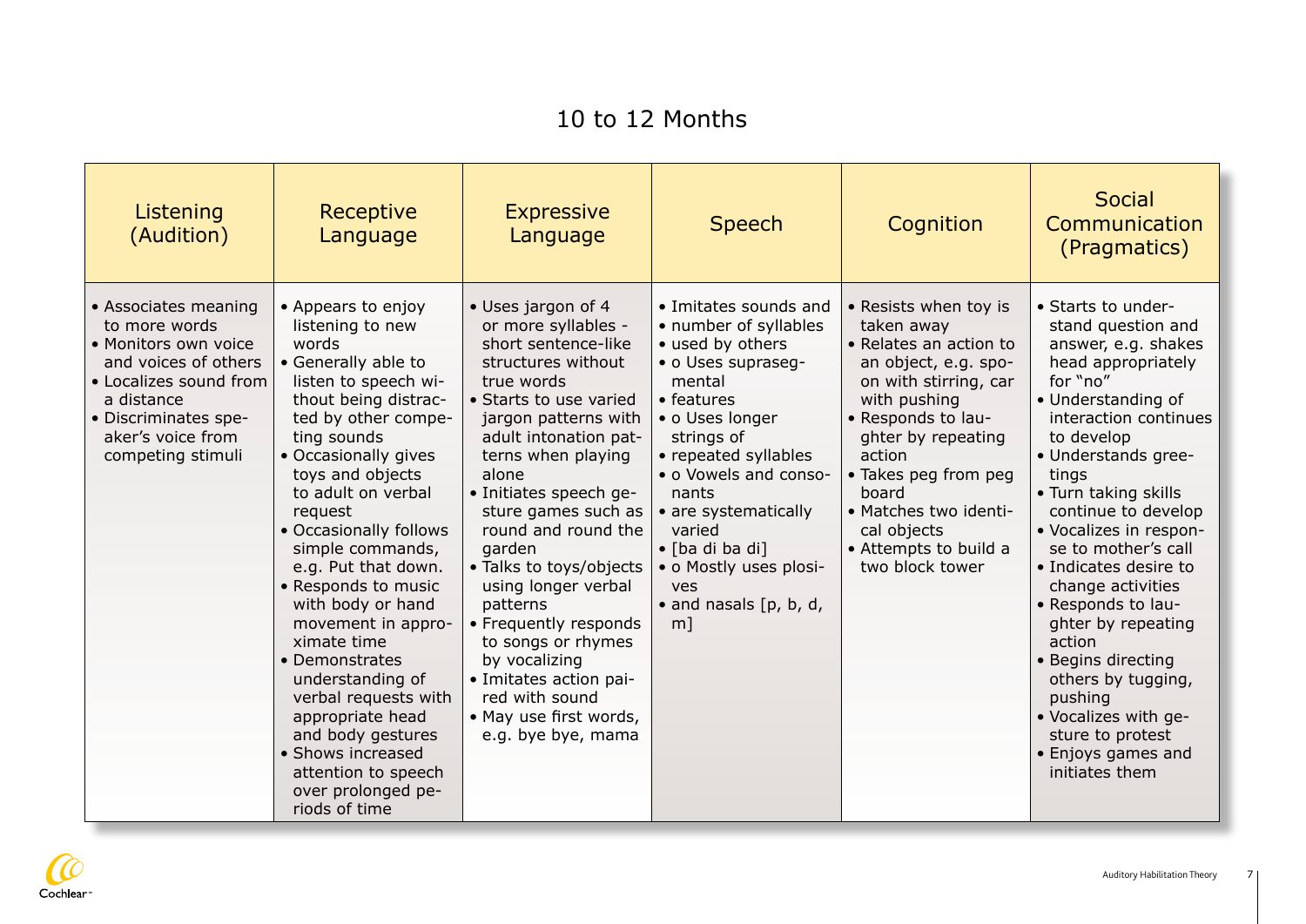# 10 to 12 Months

| Listening (Audition) | Receptive Language | Expressive Language | Speech | Cognition | Social Communication (Pragmatics) |
|---|---|---|---|---|---|
| • Associates meaning to more words<br>• Monitors own voice and voices of others<br>• Localizes sound from a distance<br>• Discriminates speaker's voice from competing stimuli | • Appears to enjoy listening to new words<br>• Generally able to listen to speech without being distracted by other competing sounds<br>• Occasionally gives toys and objects to adult on verbal request<br>• Occasionally follows simple commands, e.g. Put that down.<br>• Responds to music with body or hand movement in approximate time<br>• Demonstrates understanding of verbal requests with appropriate head and body gestures<br>• Shows increased attention to speech over prolonged periods of time | • Uses jargon of 4 or more syllables - short sentence-like structures without true words<br>• Starts to use varied jargon patterns with adult intonation patterns when playing alone<br>• Initiates speech gesture games such as round and round the garden<br>• Talks to toys/objects using longer verbal patterns<br>• Frequently responds to songs or rhymes by vocalizing<br>• Imitates action paired with sound<br>• May use first words, e.g. bye bye, mama | • Imitates sounds and<br>• number of syllables<br>• used by others<br>• o Uses suprasegmental<br>• features<br>• o Uses longer strings of<br>• repeated syllables<br>• o Vowels and consonants<br>• are systematically varied<br>• [ba di ba di]<br>• o Mostly uses plosives<br>• and nasals [p, b, d, m] | • Resists when toy is taken away<br>• Relates an action to an object, e.g. spoon with stirring, car with pushing<br>• Responds to laughter by repeating action<br>• Takes peg from peg board<br>• Matches two identical objects<br>• Attempts to build a two block tower | • Starts to understand question and answer, e.g. shakes head appropriately for "no"<br>• Understanding of interaction continues to develop<br>• Understands greetings<br>• Turn taking skills continue to develop<br>• Vocalizes in response to mother's call<br>• Indicates desire to change activities<br>• Responds to laughter by repeating action<br>• Begins directing others by tugging, pushing<br>• Vocalizes with gesture to protest<br>• Enjoys games and initiates them |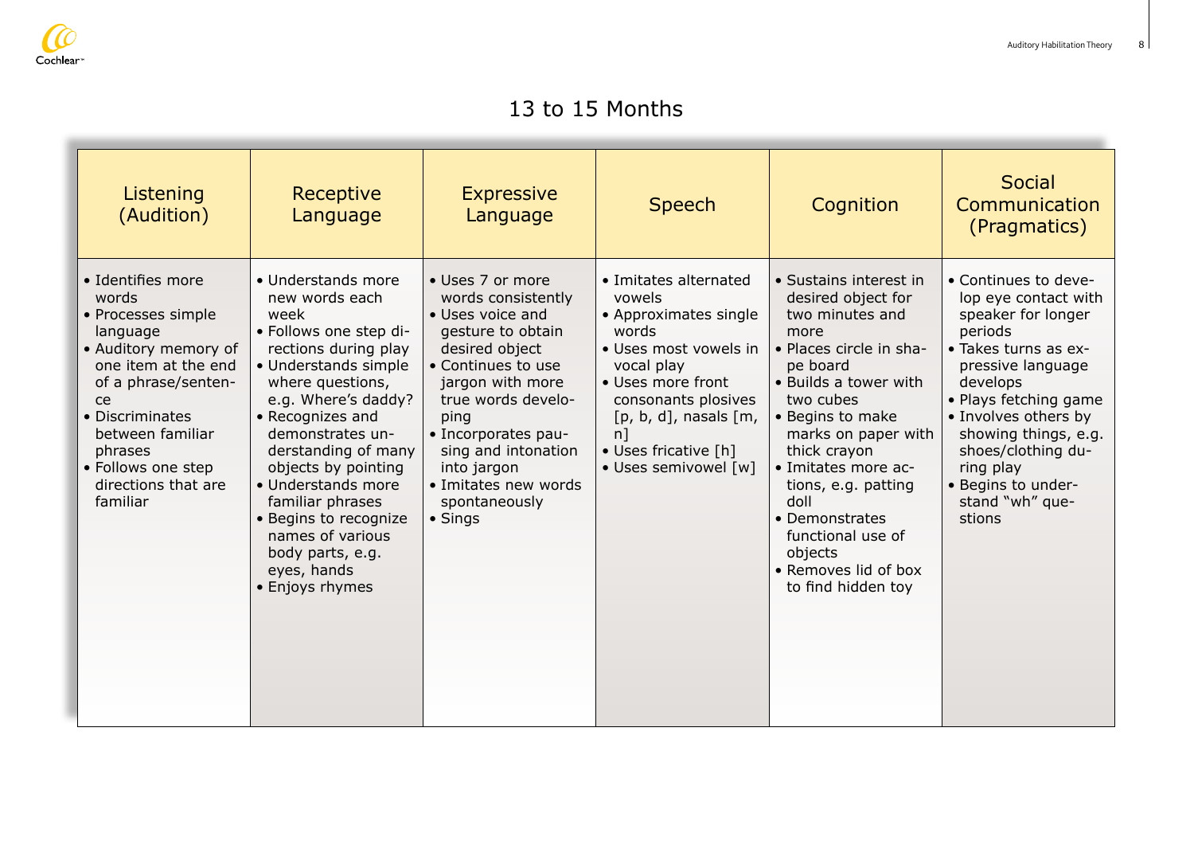# 13 to 15 Months

| Listening (Audition) | Receptive Language | Expressive Language | Speech | Cognition | Social Communication (Pragmatics) |
|---|---|---|---|---|---|
| • Identifies more words<br>• Processes simple language<br>• Auditory memory of one item at the end of a phrase/sentence<br>• Discriminates between familiar phrases<br>• Follows one step directions that are familiar | • Understands more new words each week<br>• Follows one step directions during play<br>• Understands simple where questions, e.g. Where's daddy?<br>• Recognizes and demonstrates understanding of many objects by pointing<br>• Understands more familiar phrases<br>• Begins to recognize names of various body parts, e.g. eyes, hands<br>• Enjoys rhymes | • Uses 7 or more words consistently<br>• Uses voice and gesture to obtain desired object<br>• Continues to use jargon with more true words developing<br>• Incorporates pausing and intonation into jargon<br>• Imitates new words spontaneously<br>• Sings | • Imitates alternated vowels<br>• Approximates single words<br>• Uses most vowels in vocal play<br>• Uses more front consonants plosives [p, b, d], nasals [m, n]<br>• Uses fricative [h]<br>• Uses semivowel [w] | • Sustains interest in desired object for two minutes and more<br>• Places circle in shape board<br>• Builds a tower with two cubes<br>• Begins to make marks on paper with thick crayon<br>• Imitates more actions, e.g. patting doll<br>• Demonstrates functional use of objects<br>• Removes lid of box to find hidden toy | • Continues to develop eye contact with speaker for longer periods<br>• Takes turns as expressive language develops<br>• Plays fetching game<br>• Involves others by showing things, e.g. shoes/clothing during play<br>• Begins to understand "wh" questions |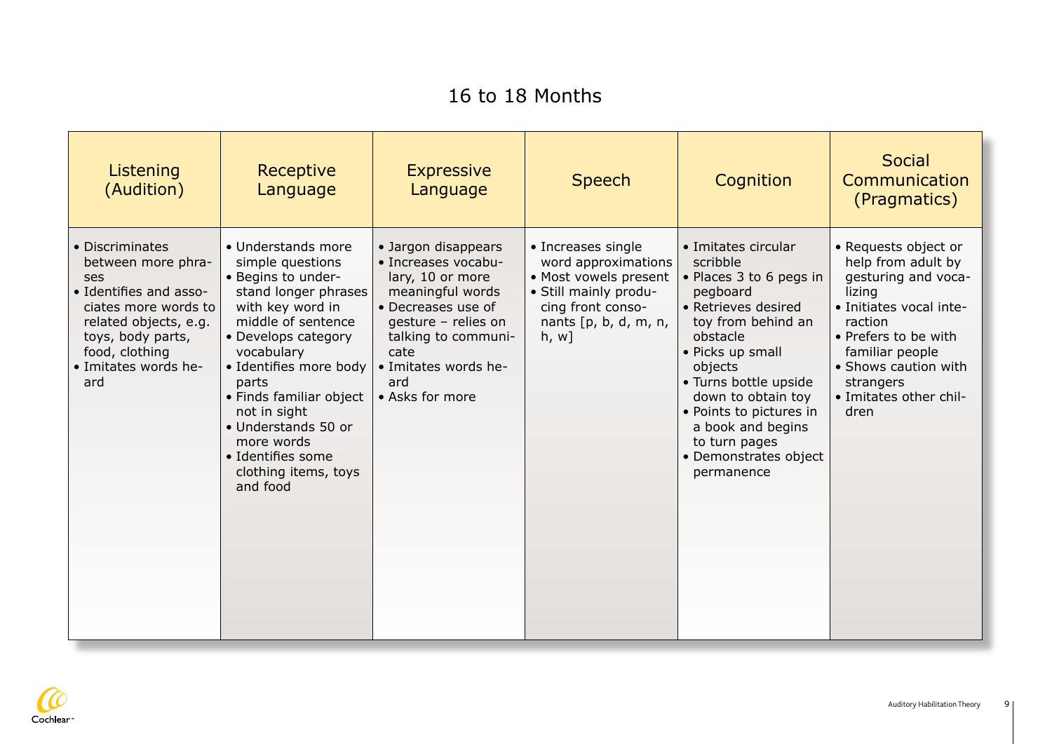## 16 to 18 Months

| Listening (Audition) | Receptive Language | Expressive Language | Speech | Cognition | Social Communication (Pragmatics) |
|---|---|---|---|---|---|
| • Discriminates between more phrases<br>• Identifies and associates more words to related objects, e.g. toys, body parts, food, clothing<br>• Imitates words heard | • Understands more simple questions<br>• Begins to understand longer phrases with key word in middle of sentence<br>• Develops category vocabulary<br>• Identifies more body parts<br>• Finds familiar object not in sight<br>• Understands 50 or more words<br>• Identifies some clothing items, toys and food | • Jargon disappears<br>• Increases vocabulary, 10 or more meaningful words<br>• Decreases use of gesture – relies on talking to communicate<br>• Imitates words heard<br>• Asks for more | • Increases single word approximations<br>• Most vowels present<br>• Still mainly producing front consonants [p, b, d, m, n, h, w] | • Imitates circular scribble<br>• Places 3 to 6 pegs in pegboard<br>• Retrieves desired toy from behind an obstacle<br>• Picks up small objects<br>• Turns bottle upside down to obtain toy<br>• Points to pictures in a book and begins to turn pages<br>• Demonstrates object permanence | • Requests object or help from adult by gesturing and vocalizing<br>• Initiates vocal interaction<br>• Prefers to be with familiar people<br>• Shows caution with strangers<br>• Imitates other children |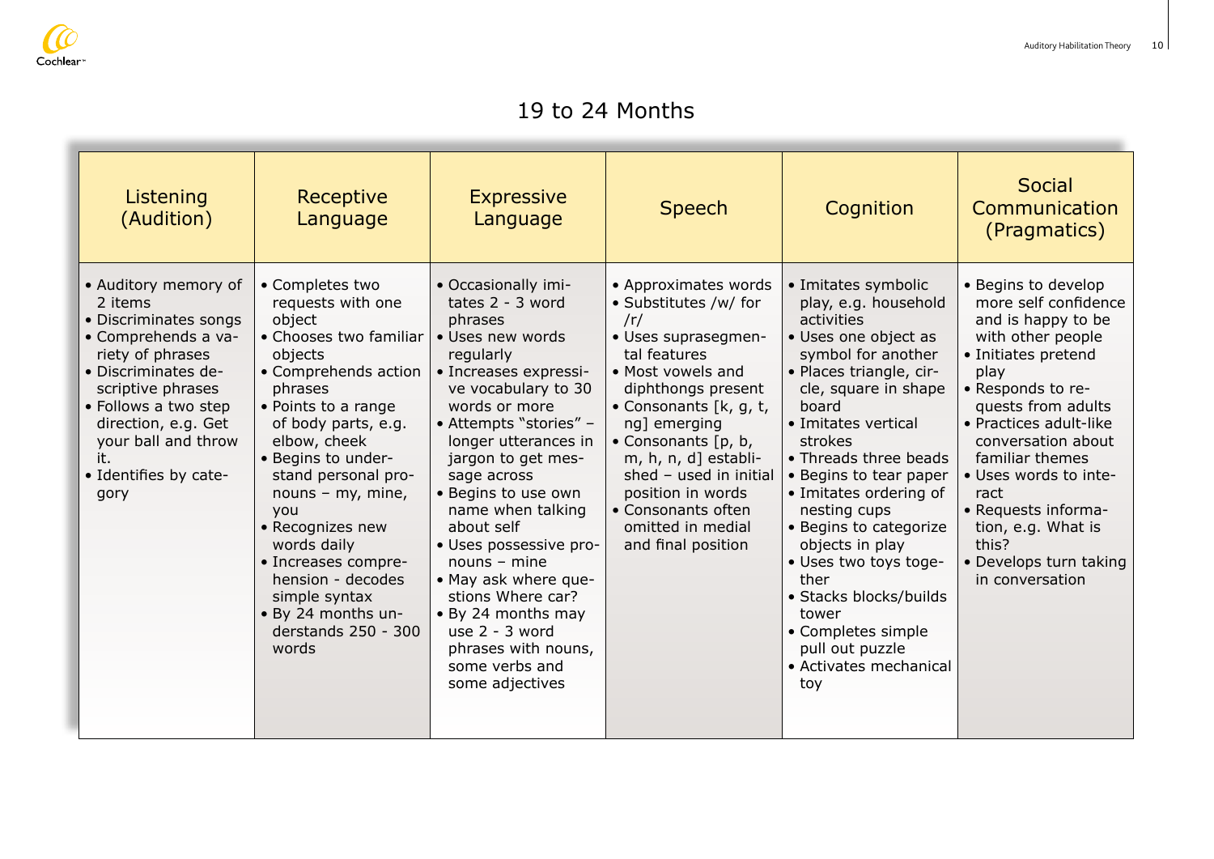# 19 to 24 Months

| Listening (Audition) | Receptive Language | Expressive Language | Speech | Cognition | Social Communication (Pragmatics) |
|---|---|---|---|---|---|
| • Auditory memory of 2 items<br>• Discriminates songs<br>• Comprehends a variety of phrases<br>• Discriminates descriptive phrases<br>• Follows a two step direction, e.g. Get your ball and throw it.<br>• Identifies by category | • Completes two requests with one object<br>• Chooses two familiar objects<br>• Comprehends action phrases<br>• Points to a range of body parts, e.g. elbow, cheek<br>• Begins to understand personal pronouns – my, mine, you<br>• Recognizes new words daily<br>• Increases comprehension - decodes simple syntax<br>• By 24 months understands 250 - 300 words | • Occasionally imitates 2 - 3 word phrases<br>• Uses new words regularly<br>• Increases expressive vocabulary to 30 words or more<br>• Attempts "stories" – longer utterances in jargon to get message across<br>• Begins to use own name when talking about self<br>• Uses possessive pronouns – mine<br>• May ask where questions Where car?<br>• By 24 months may use 2 - 3 word phrases with nouns, some verbs and some adjectives | • Approximates words<br>• Substitutes /w/ for /r/<br>• Uses suprasegmental features<br>• Most vowels and diphthongs present<br>• Consonants [k, g, t, ng] emerging<br>• Consonants [p, b, m, h, n, d] established – used in initial position in words<br>• Consonants often omitted in medial and final position | • Imitates symbolic play, e.g. household activities<br>• Uses one object as symbol for another<br>• Places triangle, circle, square in shape board<br>• Imitates vertical strokes<br>• Threads three beads<br>• Begins to tear paper<br>• Imitates ordering of nesting cups<br>• Begins to categorize objects in play<br>• Uses two toys together<br>• Stacks blocks/builds tower<br>• Completes simple pull out puzzle<br>• Activates mechanical toy | • Begins to develop more self confidence and is happy to be with other people<br>• Initiates pretend play<br>• Responds to requests from adults<br>• Practices adult-like conversation about familiar themes<br>• Uses words to interact<br>• Requests information, e.g. What is this?<br>• Develops turn taking in conversation |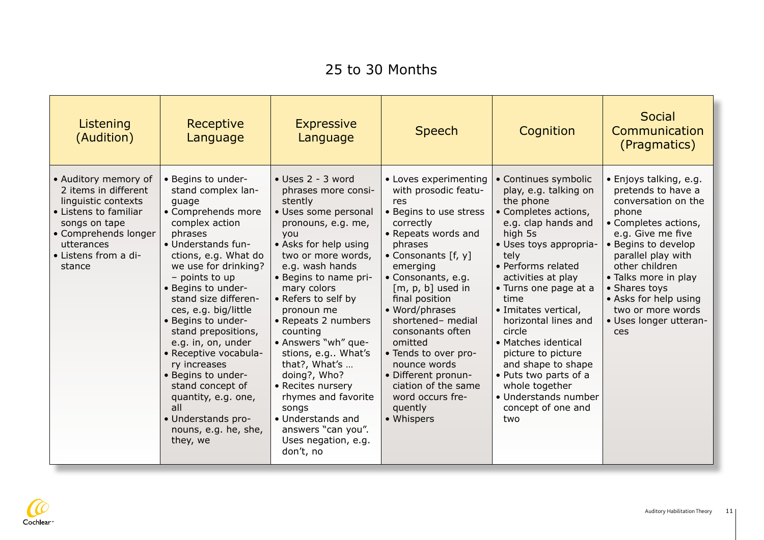# 25 to 30 Months

| Listening (Audition) | Receptive Language | Expressive Language | Speech | Cognition | Social Communication (Pragmatics) |
|---|---|---|---|---|---|
| • Auditory memory of 2 items in different linguistic contexts<br>• Listens to familiar songs on tape<br>• Comprehends longer utterances<br>• Listens from a distance | • Begins to understand complex language<br>• Comprehends more complex action phrases<br>• Understands functions, e.g. What do we use for drinking? – points to up<br>• Begins to understand size differences, e.g. big/little<br>• Begins to understand prepositions, e.g. in, on, under<br>• Receptive vocabulary increases<br>• Begins to understand concept of quantity, e.g. one, all<br>• Understands pronouns, e.g. he, she, they, we | • Uses 2 - 3 word phrases more consistently<br>• Uses some personal pronouns, e.g. me, you<br>• Asks for help using two or more words, e.g. wash hands<br>• Begins to name primary colors<br>• Refers to self by pronoun me<br>• Repeats 2 numbers counting<br>• Answers "wh" questions, e.g.. What's that?, What's … doing?, Who?<br>• Recites nursery rhymes and favorite songs<br>• Understands and answers "can you". Uses negation, e.g. don't, no | • Loves experimenting with prosodic features<br>• Begins to use stress correctly<br>• Repeats words and phrases<br>• Consonants [f, y] emerging<br>• Consonants, e.g. [m, p, b] used in final position<br>• Word/phrases shortened– medial consonants often omitted<br>• Tends to over pronounce words<br>• Different pronunciation of the same word occurs frequently<br>• Whispers | • Continues symbolic play, e.g. talking on the phone<br>• Completes actions, e.g. clap hands and high 5s<br>• Uses toys appropriately<br>• Performs related activities at play<br>• Turns one page at a time<br>• Imitates vertical, horizontal lines and circle<br>• Matches identical picture to picture and shape to shape<br>• Puts two parts of a whole together<br>• Understands number concept of one and two | • Enjoys talking, e.g. pretends to have a conversation on the phone<br>• Completes actions, e.g. Give me five<br>• Begins to develop parallel play with other children<br>• Talks more in play<br>• Shares toys<br>• Asks for help using two or more words<br>• Uses longer utterances |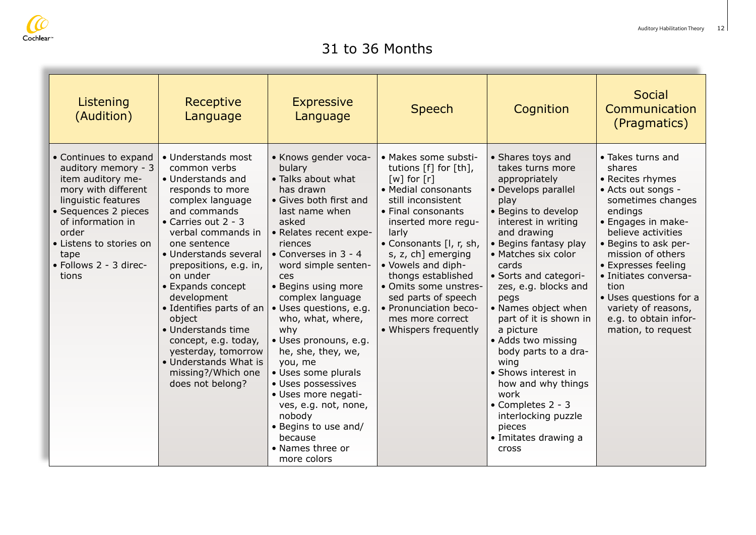# 31 to 36 Months

| Listening (Audition) | Receptive Language | Expressive Language | Speech | Cognition | Social Communication (Pragmatics) |
|---|---|---|---|---|---|
| • Continues to expand auditory memory - 3 item auditory memory with different linguistic features<br>• Sequences 2 pieces of information in order<br>• Listens to stories on tape<br>• Follows 2 - 3 directions | • Understands most common verbs<br>• Understands and responds to more complex language and commands<br>• Carries out 2 - 3 verbal commands in one sentence<br>• Understands several prepositions, e.g. in, on under<br>• Expands concept development<br>• Identifies parts of an object<br>• Understands time concept, e.g. today, yesterday, tomorrow<br>• Understands What is missing?/Which one does not belong? | • Knows gender vocabulary<br>• Talks about what has drawn<br>• Gives both first and last name when asked<br>• Relates recent experiences<br>• Converses in 3 - 4 word simple sentences<br>• Begins using more complex language<br>• Uses questions, e.g. who, what, where, why<br>• Uses pronouns, e.g. he, she, they, we, you, me<br>• Uses some plurals<br>• Uses possessives<br>• Uses more negatives, e.g. not, none, nobody<br>• Begins to use and/because<br>• Names three or more colors | • Makes some substitutions [f] for [th], [w] for [r]<br>• Medial consonants still inconsistent<br>• Final consonants inserted more regularly<br>• Consonants [l, r, sh, s, z, ch] emerging<br>• Vowels and diphthongs established<br>• Omits some unstressed parts of speech<br>• Pronunciation becomes more correct<br>• Whispers frequently | • Shares toys and takes turns more appropriately<br>• Develops parallel play<br>• Begins to develop interest in writing and drawing<br>• Begins fantasy play<br>• Matches six color cards<br>• Sorts and categorizes, e.g. blocks and pegs<br>• Names object when part of it is shown in a picture<br>• Adds two missing body parts to a drawing<br>• Shows interest in how and why things work<br>• Completes 2 - 3 interlocking puzzle pieces<br>• Imitates drawing a cross | • Takes turns and shares<br>• Recites rhymes<br>• Acts out songs - sometimes changes endings<br>• Engages in make-believe activities<br>• Begins to ask permission of others<br>• Expresses feeling<br>• Initiates conversation<br>• Uses questions for a variety of reasons, e.g. to obtain information, to request |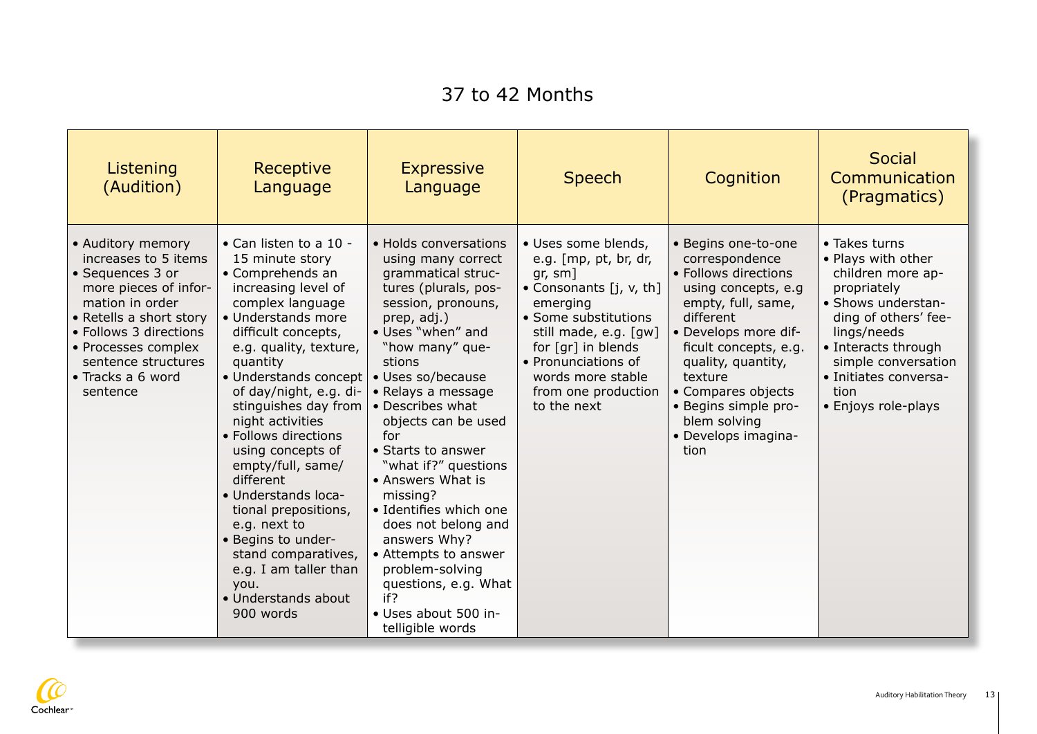# 37 to 42 Months

| Listening (Audition) | Receptive Language | Expressive Language | Speech | Cognition | Social Communication (Pragmatics) |
|---|---|---|---|---|---|
| • Auditory memory increases to 5 items<br>• Sequences 3 or more pieces of information in order<br>• Retells a short story<br>• Follows 3 directions<br>• Processes complex sentence structures<br>• Tracks a 6 word sentence | • Can listen to a 10 - 15 minute story<br>• Comprehends an increasing level of complex language<br>• Understands more difficult concepts, e.g. quality, texture, quantity<br>• Understands concept of day/night, e.g. distinguishes day from night activities<br>• Follows directions using concepts of empty/full, same/different<br>• Understands locational prepositions, e.g. next to<br>• Begins to understand comparatives, e.g. I am taller than you.<br>• Understands about 900 words | • Holds conversations using many correct grammatical structures (plurals, possession, pronouns, prep, adj.)<br>• Uses "when" and "how many" questions<br>• Uses so/because<br>• Relays a message<br>• Describes what objects can be used for<br>• Starts to answer "what if?" questions<br>• Answers What is missing?<br>• Identifies which one does not belong and answers Why?<br>• Attempts to answer problem-solving questions, e.g. What if?<br>• Uses about 500 intelligible words | • Uses some blends, e.g. [mp, pt, br, dr, gr, sm]<br>• Consonants [j, v, th] emerging<br>• Some substitutions still made, e.g. [gw] for [gr] in blends<br>• Pronunciations of words more stable from one production to the next | • Begins one-to-one correspondence<br>• Follows directions using concepts, e.g empty, full, same, different<br>• Develops more difficult concepts, e.g. quality, quantity, texture<br>• Compares objects<br>• Begins simple problem solving<br>• Develops imagination | • Takes turns<br>• Plays with other children more appropriately<br>• Shows understanding of others' feelings/needs<br>• Interacts through simple conversation<br>• Initiates conversation<br>• Enjoys role-plays |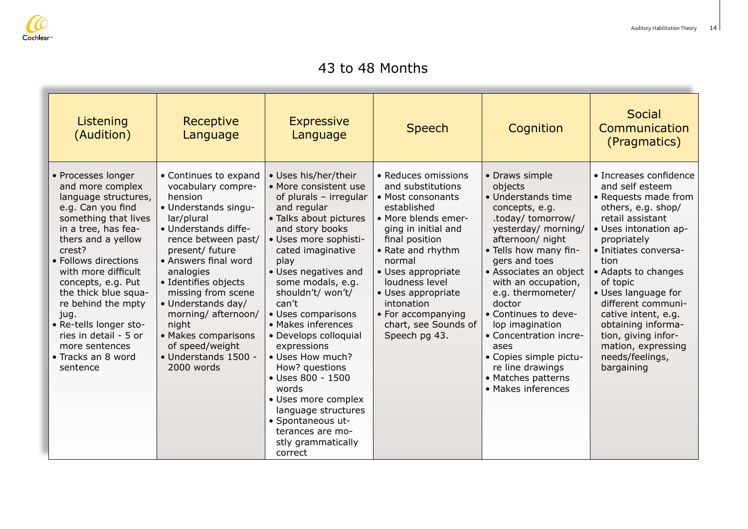# 43 to 48 Months

| Listening (Audition) | Receptive Language | Expressive Language | Speech | Cognition | Social Communication (Pragmatics) |
|---|---|---|---|---|---|
| • Processes longer and more complex language structures, e.g. Can you find something that lives in a tree, has feathers and a yellow crest?<br>• Follows directions with more difficult concepts, e.g. Put the thick blue square behind the mpty jug.<br>• Re-tells longer stories in detail - 5 or more sentences<br>• Tracks an 8 word sentence | • Continues to expand vocabulary comprehension<br>• Understands singular/plural<br>• Understands difference between past/ present/ future<br>• Answers final word analogies<br>• Identifies objects missing from scene<br>• Understands day/ morning/ afternoon/ night<br>• Makes comparisons of speed/weight<br>• Understands 1500 - 2000 words | • Uses his/her/their<br>• More consistent use of plurals – irregular and regular<br>• Talks about pictures and story books<br>• Uses more sophisticated imaginative play<br>• Uses negatives and some modals, e.g. shouldn't/ won't/ can't<br>• Uses comparisons<br>• Makes inferences<br>• Develops colloquial expressions<br>• Uses How much? How? questions<br>• Uses 800 - 1500 words<br>• Uses more complex language structures<br>• Spontaneous utterances are mostly grammatically correct | • Reduces omissions and substitutions<br>• Most consonants established<br>• More blends emerging in initial and final position<br>• Rate and rhythm normal<br>• Uses appropriate loudness level<br>• Uses appropriate intonation<br>• For accompanying chart, see Sounds of Speech pg 43. | • Draws simple objects<br>• Understands time concepts, e.g. .today/ tomorrow/ yesterday/ morning/ afternoon/ night<br>• Tells how many fingers and toes<br>• Associates an object with an occupation, e.g. thermometer/ doctor<br>• Continues to develop imagination<br>• Concentration increases<br>• Copies simple picture line drawings<br>• Matches patterns<br>• Makes inferences | • Increases confidence and self esteem<br>• Requests made from others, e.g. shop/ retail assistant<br>• Uses intonation appropriately<br>• Initiates conversation<br>• Adapts to changes of topic<br>• Uses language for different communicative intent, e.g. obtaining information, giving information, expressing needs/feelings, bargaining |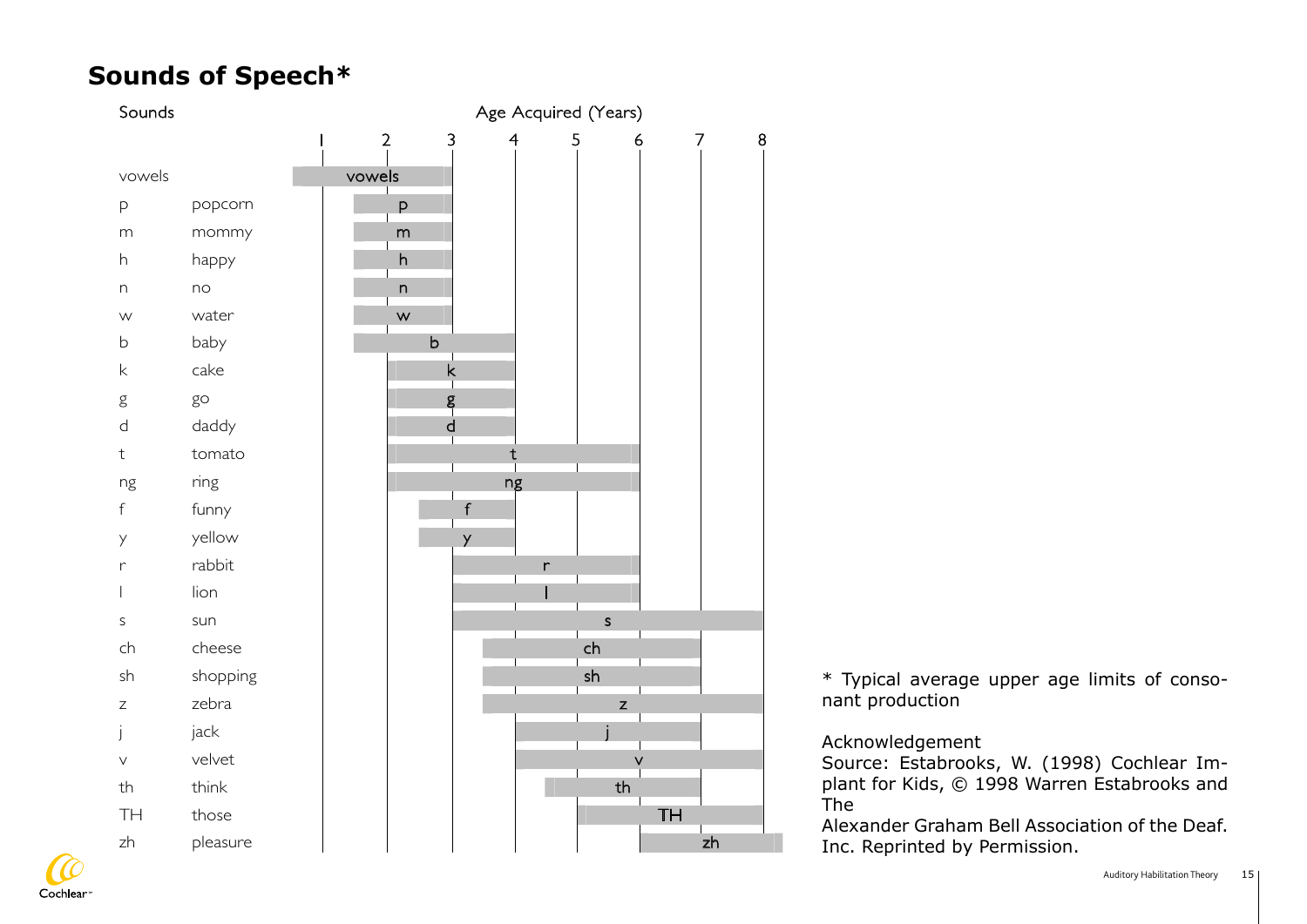# Sounds of Speech*

| Sounds | Example | Age Acquired (Years) |
|---|---|---|
| vowels | | vowels: before 1 – 3 |
| p | popcorn | 1½ – 3 |
| m | mommy | 1½ – 3 |
| h | happy | 1½ – 3 |
| n | no | 1½ – 3 |
| w | water | 1½ – 3 |
| b | baby | 1½ – 4 |
| k | cake | 2 – 4 |
| g | go | 2 – 4 |
| d | daddy | 2 – 4 |
| t | tomato | 2 – 6 |
| ng | ring | 2 – 6 |
| f | funny | 2½ – 4 |
| y | yellow | 2½ – 4 |
| r | rabbit | 3 – 6 |
| l | lion | 3 – 6 |
| s | sun | 3 – 8 |
| ch | cheese | 3½ – 7 |
| sh | shopping | 3½ – 7 |
| z | zebra | 3½ – 8 |
| j | jack | 4 – 7 |
| v | velvet | 4 – 8 |
| th | think | 4½ – 7 |
| TH | those | 5 – 8 |
| zh | pleasure | 6 – beyond 8 |

\* Typical average upper age limits of consonant production

Acknowledgement

Source: Estabrooks, W. (1998) Cochlear Implant for Kids, © 1998 Warren Estabrooks and The Alexander Graham Bell Association of the Deaf. Inc. Reprinted by Permission.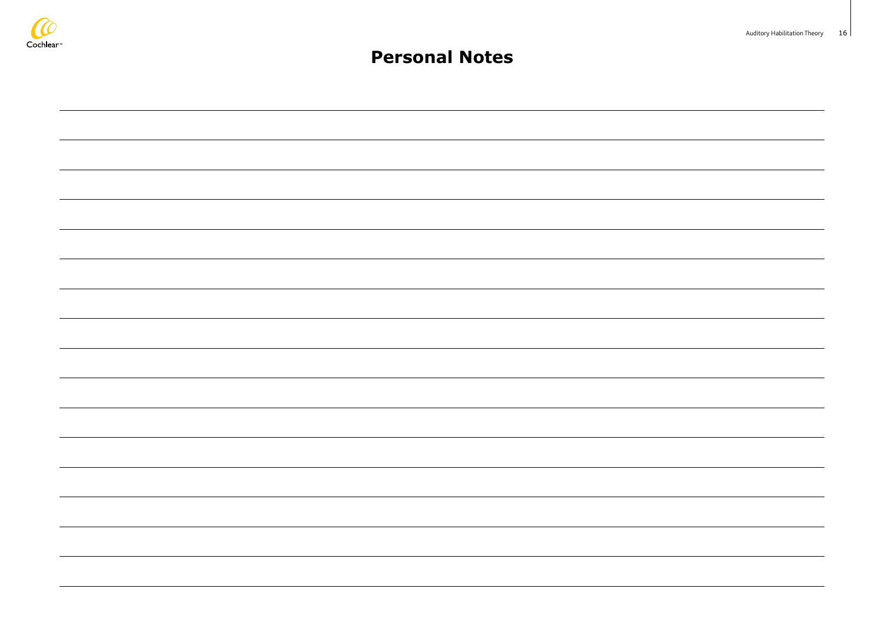# Personal Notes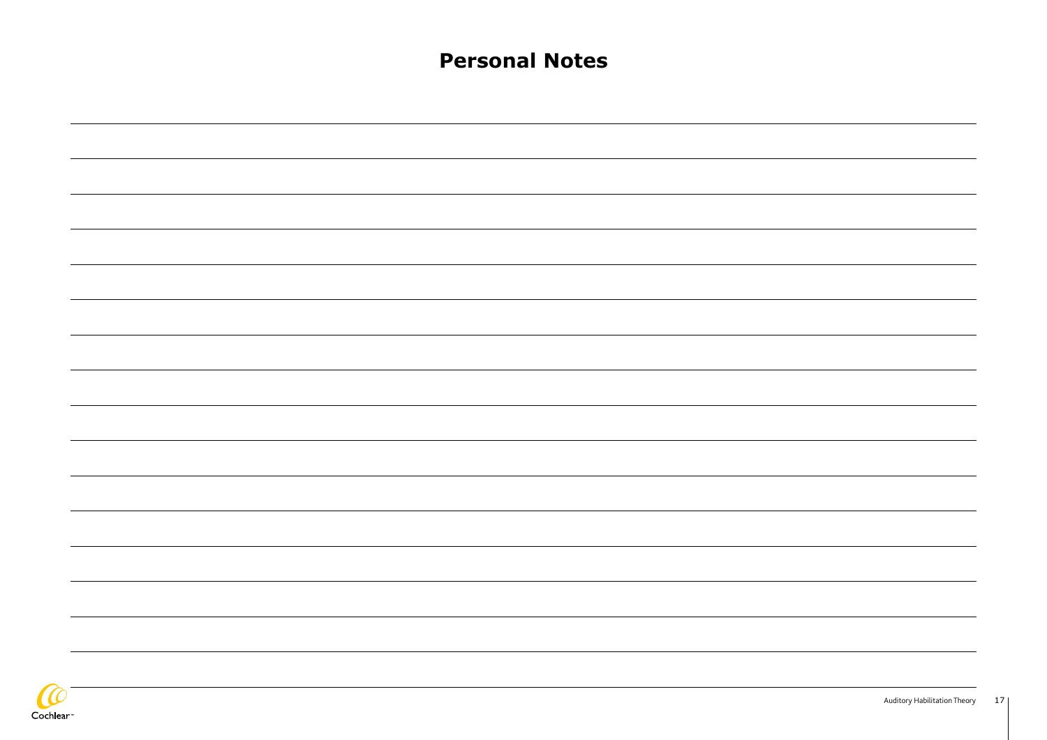# Personal Notes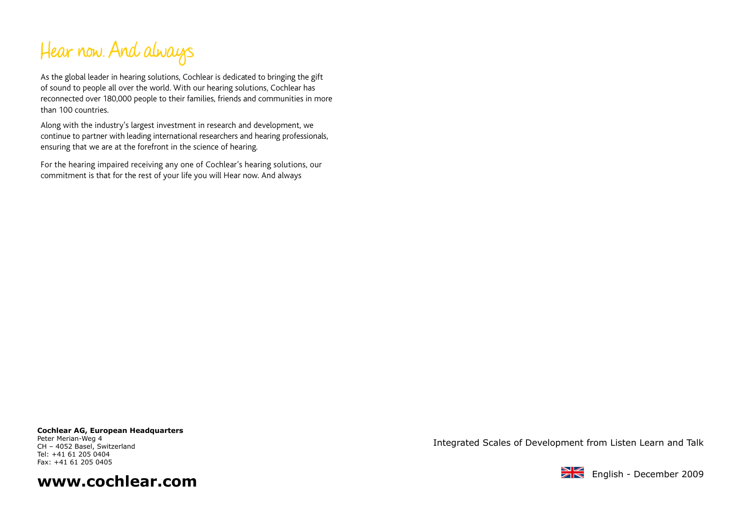# Hear now. And always

As the global leader in hearing solutions, Cochlear is dedicated to bringing the gift of sound to people all over the world. With our hearing solutions, Cochlear has reconnected over 180,000 people to their families, friends and communities in more than 100 countries.

Along with the industry's largest investment in research and development, we continue to partner with leading international researchers and hearing professionals, ensuring that we are at the forefront in the science of hearing.

For the hearing impaired receiving any one of Cochlear's hearing solutions, our commitment is that for the rest of your life you will Hear now. And always

**Cochlear AG, European Headquarters**
Peter Merian-Weg 4
CH – 4052 Basel, Switzerland
Tel: +41 61 205 0404
Fax: +41 61 205 0405

**www.cochlear.com**

Integrated Scales of Development from Listen Learn and Talk

English - December 2009